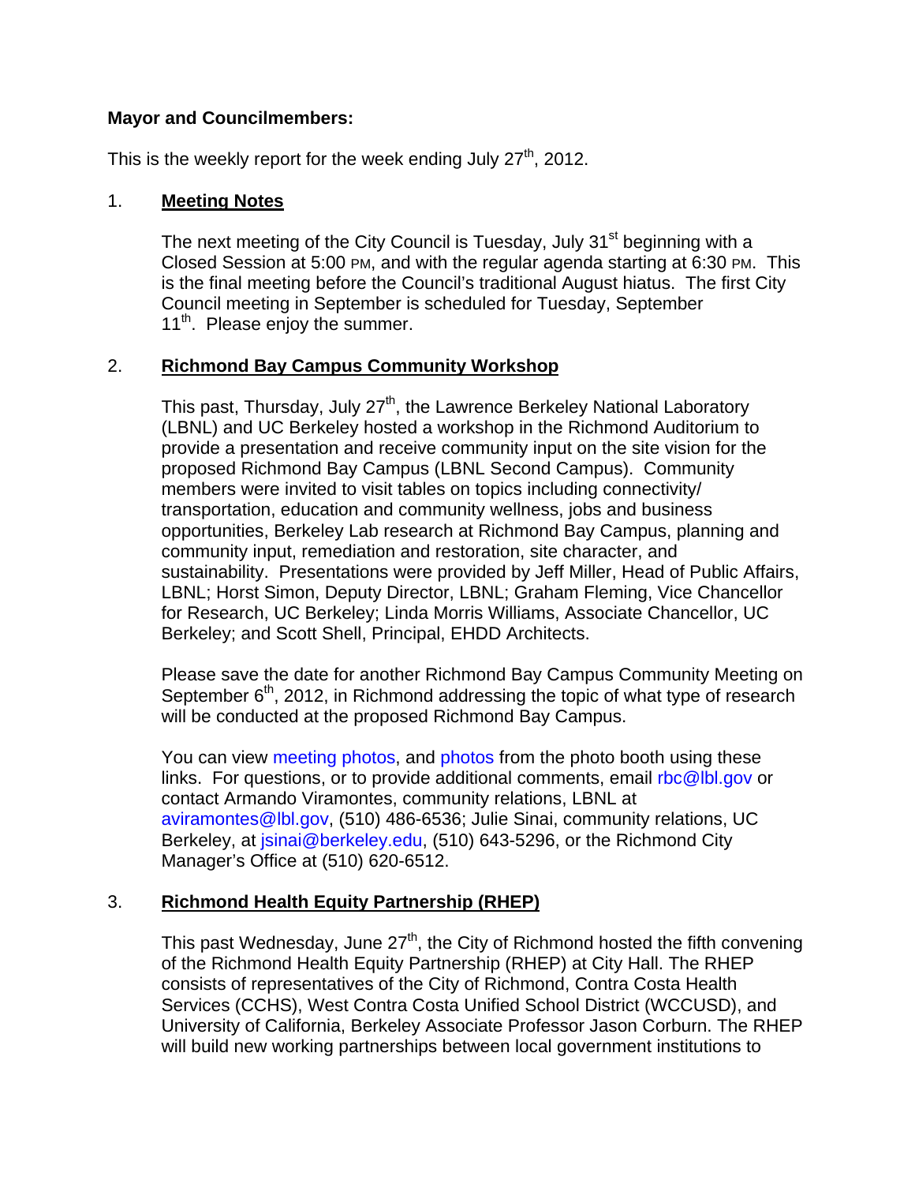**Mayor and Councilmembers:**

This is the weekly report for the week ending July 27th, 2012.

1. **Meeting Notes**

   The next meeting of the City Council is Tuesday, July 31st beginning with a Closed Session at 5:00 PM, and with the regular agenda starting at 6:30 PM. This is the final meeting before the Council's traditional August hiatus. The first City Council meeting in September is scheduled for Tuesday, September 11th. Please enjoy the summer.

2. **Richmond Bay Campus Community Workshop**

   This past, Thursday, July 27th, the Lawrence Berkeley National Laboratory (LBNL) and UC Berkeley hosted a workshop in the Richmond Auditorium to provide a presentation and receive community input on the site vision for the proposed Richmond Bay Campus (LBNL Second Campus). Community members were invited to visit tables on topics including connectivity/ transportation, education and community wellness, jobs and business opportunities, Berkeley Lab research at Richmond Bay Campus, planning and community input, remediation and restoration, site character, and sustainability. Presentations were provided by Jeff Miller, Head of Public Affairs, LBNL; Horst Simon, Deputy Director, LBNL; Graham Fleming, Vice Chancellor for Research, UC Berkeley; Linda Morris Williams, Associate Chancellor, UC Berkeley; and Scott Shell, Principal, EHDD Architects.

   Please save the date for another Richmond Bay Campus Community Meeting on September 6th, 2012, in Richmond addressing the topic of what type of research will be conducted at the proposed Richmond Bay Campus.

   You can view meeting photos, and photos from the photo booth using these links. For questions, or to provide additional comments, email rbc@lbl.gov or contact Armando Viramontes, community relations, LBNL at aviramontes@lbl.gov, (510) 486-6536; Julie Sinai, community relations, UC Berkeley, at jsinai@berkeley.edu, (510) 643-5296, or the Richmond City Manager's Office at (510) 620-6512.

3. **Richmond Health Equity Partnership (RHEP)**

   This past Wednesday, June 27th, the City of Richmond hosted the fifth convening of the Richmond Health Equity Partnership (RHEP) at City Hall. The RHEP consists of representatives of the City of Richmond, Contra Costa Health Services (CCHS), West Contra Costa Unified School District (WCCUSD), and University of California, Berkeley Associate Professor Jason Corburn. The RHEP will build new working partnerships between local government institutions to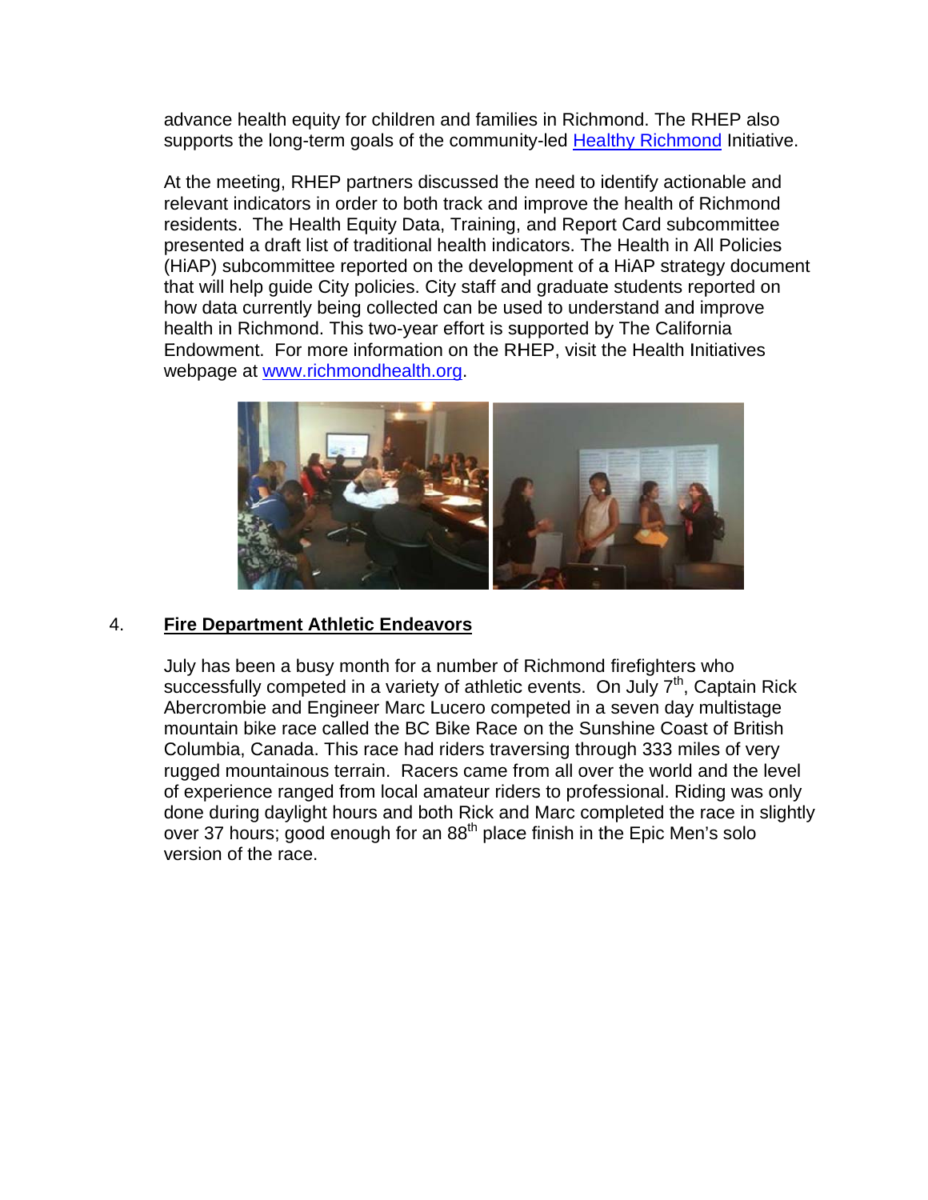advance health equity for children and families in Richmond. The RHEP also supports the long-term goals of the community-led Healthy Richmond Initiative.

At the meeting, RHEP partners discussed the need to identify actionable and relevant indicators in order to both track and improve the health of Richmond residents. The Health Equity Data, Training, and Report Card subcommittee presented a draft list of traditional health indicators. The Health in All Policies (HiAP) subcommittee reported on the development of a HiAP strategy document that will help guide City policies. City staff and graduate students reported on how data currently being collected can be used to understand and improve health in Richmond. This two-year effort is supported by The California Endowment. For more information on the RHEP, visit the Health Initiatives webpage at www.richmondhealth.org.

4. **Fire Department Athletic Endeavors**

July has been a busy month for a number of Richmond firefighters who successfully competed in a variety of athletic events. On July 7th, Captain Rick Abercrombie and Engineer Marc Lucero competed in a seven day multistage mountain bike race called the BC Bike Race on the Sunshine Coast of British Columbia, Canada. This race had riders traversing through 333 miles of very rugged mountainous terrain. Racers came from all over the world and the level of experience ranged from local amateur riders to professional. Riding was only done during daylight hours and both Rick and Marc completed the race in slightly over 37 hours; good enough for an 88th place finish in the Epic Men's solo version of the race.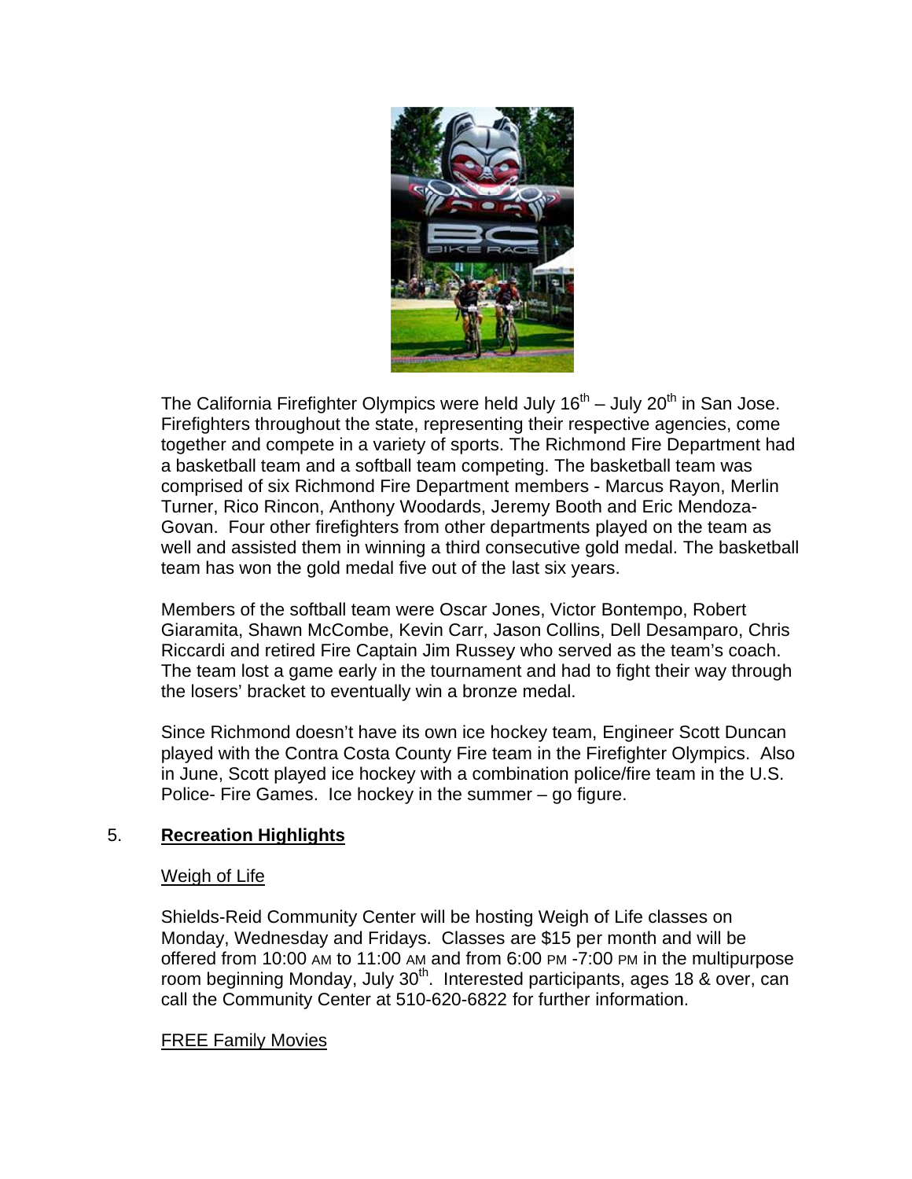The California Firefighter Olympics were held July 16th – July 20th in San Jose. Firefighters throughout the state, representing their respective agencies, come together and compete in a variety of sports. The Richmond Fire Department had a basketball team and a softball team competing. The basketball team was comprised of six Richmond Fire Department members - Marcus Rayon, Merlin Turner, Rico Rincon, Anthony Woodards, Jeremy Booth and Eric Mendoza-Govan. Four other firefighters from other departments played on the team as well and assisted them in winning a third consecutive gold medal. The basketball team has won the gold medal five out of the last six years.

Members of the softball team were Oscar Jones, Victor Bontempo, Robert Giaramita, Shawn McCombe, Kevin Carr, Jason Collins, Dell Desamparo, Chris Riccardi and retired Fire Captain Jim Russey who served as the team's coach. The team lost a game early in the tournament and had to fight their way through the losers' bracket to eventually win a bronze medal.

Since Richmond doesn't have its own ice hockey team, Engineer Scott Duncan played with the Contra Costa County Fire team in the Firefighter Olympics. Also in June, Scott played ice hockey with a combination police/fire team in the U.S. Police- Fire Games. Ice hockey in the summer – go figure.

## 5. **Recreation Highlights**

### Weigh of Life

Shields-Reid Community Center will be hosting Weigh of Life classes on Monday, Wednesday and Fridays. Classes are $15 per month and will be offered from 10:00 AM to 11:00 AM and from 6:00 PM -7:00 PM in the multipurpose room beginning Monday, July 30th. Interested participants, ages 18 & over, can call the Community Center at 510-620-6822 for further information.

### FREE Family Movies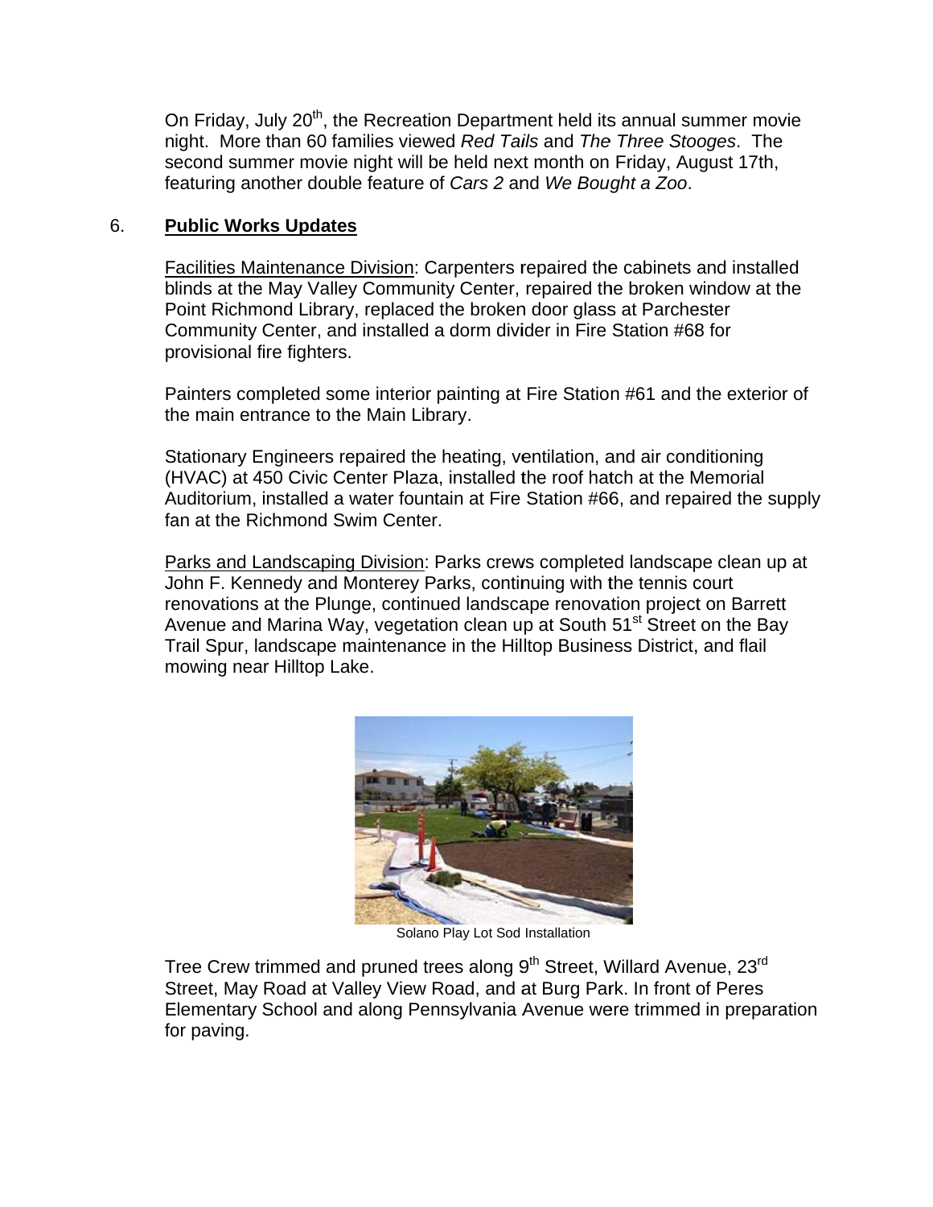On Friday, July 20th, the Recreation Department held its annual summer movie night. More than 60 families viewed *Red Tails* and *The Three Stooges*. The second summer movie night will be held next month on Friday, August 17th, featuring another double feature of *Cars 2* and *We Bought a Zoo*.

## 6. **Public Works Updates**

Facilities Maintenance Division: Carpenters repaired the cabinets and installed blinds at the May Valley Community Center, repaired the broken window at the Point Richmond Library, replaced the broken door glass at Parchester Community Center, and installed a dorm divider in Fire Station #68 for provisional fire fighters.

Painters completed some interior painting at Fire Station #61 and the exterior of the main entrance to the Main Library.

Stationary Engineers repaired the heating, ventilation, and air conditioning (HVAC) at 450 Civic Center Plaza, installed the roof hatch at the Memorial Auditorium, installed a water fountain at Fire Station #66, and repaired the supply fan at the Richmond Swim Center.

Parks and Landscaping Division: Parks crews completed landscape clean up at John F. Kennedy and Monterey Parks, continuing with the tennis court renovations at the Plunge, continued landscape renovation project on Barrett Avenue and Marina Way, vegetation clean up at South 51st Street on the Bay Trail Spur, landscape maintenance in the Hilltop Business District, and flail mowing near Hilltop Lake.

Solano Play Lot Sod Installation

Tree Crew trimmed and pruned trees along 9th Street, Willard Avenue, 23rd Street, May Road at Valley View Road, and at Burg Park. In front of Peres Elementary School and along Pennsylvania Avenue were trimmed in preparation for paving.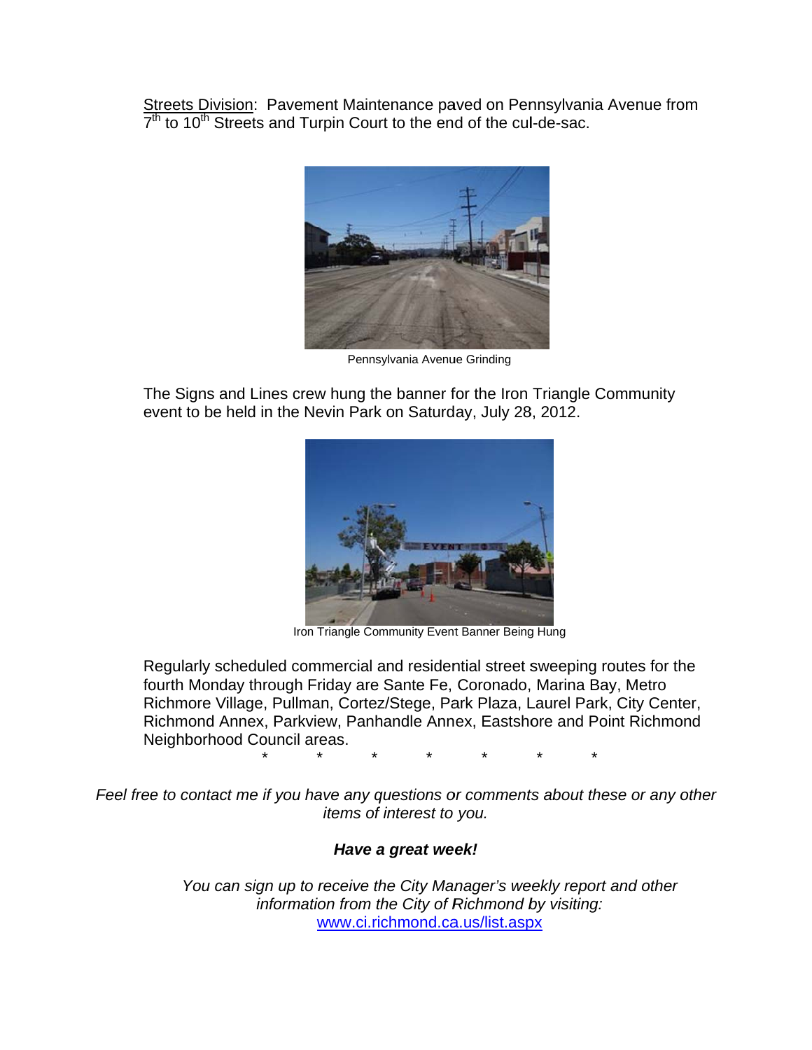<u>Streets Division</u>: Pavement Maintenance paved on Pennsylvania Avenue from 7[th] to 10[th] Streets and Turpin Court to the end of the cul-de-sac.

Pennsylvania Avenue Grinding

The Signs and Lines crew hung the banner for the Iron Triangle Community event to be held in the Nevin Park on Saturday, July 28, 2012.

Iron Triangle Community Event Banner Being Hung

Regularly scheduled commercial and residential street sweeping routes for the fourth Monday through Friday are Sante Fe, Coronado, Marina Bay, Metro Richmore Village, Pullman, Cortez/Stege, Park Plaza, Laurel Park, City Center, Richmond Annex, Parkview, Panhandle Annex, Eastshore and Point Richmond Neighborhood Council areas.

\* \* \* \* \* \* \*

*Feel free to contact me if you have any questions or comments about these or any other items of interest to you.*

***Have a great week!***

*You can sign up to receive the City Manager's weekly report and other information from the City of Richmond by visiting:*
[www.ci.richmond.ca.us/list.aspx](www.ci.richmond.ca.us/list.aspx)